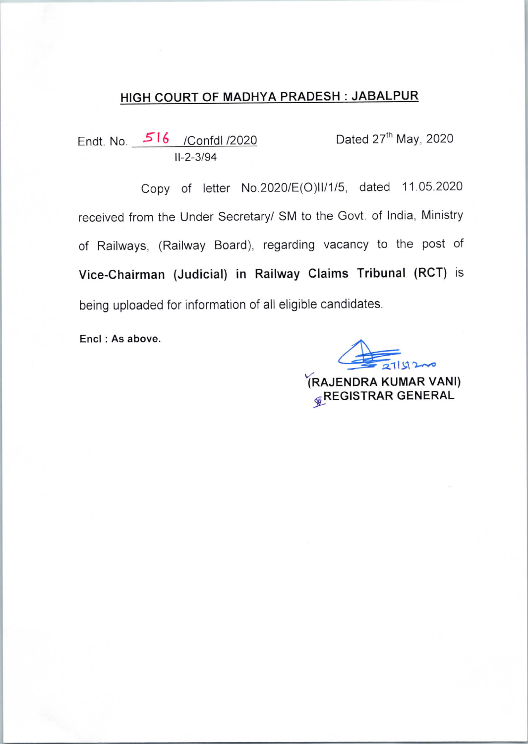## HIGH COURT OF MADHYA PRADESH : JABALPUR

Endt. No. 516 /Confdl /2020 &nbsp;&nbsp;&nbsp;&nbsp;&nbsp;&nbsp;&nbsp;&nbsp; Dated 27th May, 2020
II-2-3/94

Copy of letter No.2020/E(O)II/1/5, dated 11.05.2020 received from the Under Secretary/ SM to the Govt. of India, Ministry of Railways, (Railway Board), regarding vacancy to the post of **Vice-Chairman (Judicial) in Railway Claims Tribunal (RCT)** is being uploaded for information of all eligible candidates.

**Encl : As above.**

27/5/2020

**(RAJENDRA KUMAR VANI)**
**REGISTRAR GENERAL**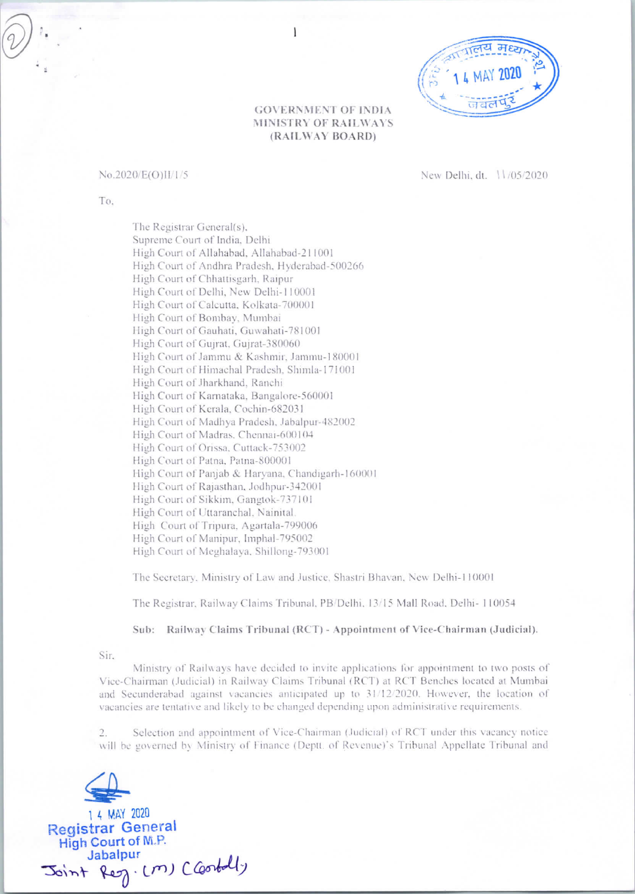GOVERNMENT OF INDIA
MINISTRY OF RAILWAYS
(RAILWAY BOARD)

No.2020/E(O)II/1/5

New Delhi, dt. 11/05/2020

To,

The Registrar General(s),
Supreme Court of India, Delhi
High Court of Allahabad, Allahabad-211001
High Court of Andhra Pradesh, Hyderabad-500266
High Court of Chhattisgarh, Raipur
High Court of Delhi, New Delhi-110001
High Court of Calcutta, Kolkata-700001
High Court of Bombay, Mumbai
High Court of Gauhati, Guwahati-781001
High Court of Gujrat, Gujrat-380060
High Court of Jammu & Kashmir, Jammu-180001
High Court of Himachal Pradesh, Shimla-171001
High Court of Jharkhand, Ranchi
High Court of Karnataka, Bangalore-560001
High Court of Kerala, Cochin-682031
High Court of Madhya Pradesh, Jabalpur-482002
High Court of Madras, Chennai-600104
High Court of Orissa, Cuttack-753002
High Court of Patna, Patna-800001
High Court of Panjab & Haryana, Chandigarh-160001
High Court of Rajasthan, Jodhpur-342001
High Court of Sikkim, Gangtok-737101
High Court of Uttaranchal, Nainital
High Court of Tripura, Agartala-799006
High Court of Manipur, Imphal-795002
High Court of Meghalaya, Shillong-793001

The Secretary, Ministry of Law and Justice, Shastri Bhavan, New Delhi-110001

The Registrar, Railway Claims Tribunal, PB/Delhi, 13/15 Mall Road, Delhi- 110054

**Sub: Railway Claims Tribunal (RCT) - Appointment of Vice-Chairman (Judicial).**

Sir,

Ministry of Railways have decided to invite applications for appointment to two posts of Vice-Chairman (Judicial) in Railway Claims Tribunal (RCT) at RCT Benches located at Mumbai and Secunderabad against vacancies anticipated up to 31/12/2020. However, the location of vacancies are tentative and likely to be changed depending upon administrative requirements.

2. Selection and appointment of Vice-Chairman (Judicial) of RCT under this vacancy notice will be governed by Ministry of Finance (Deptt. of Revenue)'s Tribunal Appellate Tribunal and

14 MAY 2020
Registrar General
High Court of M.P.
Jabalpur
Joint Reg. (M) (Contd.)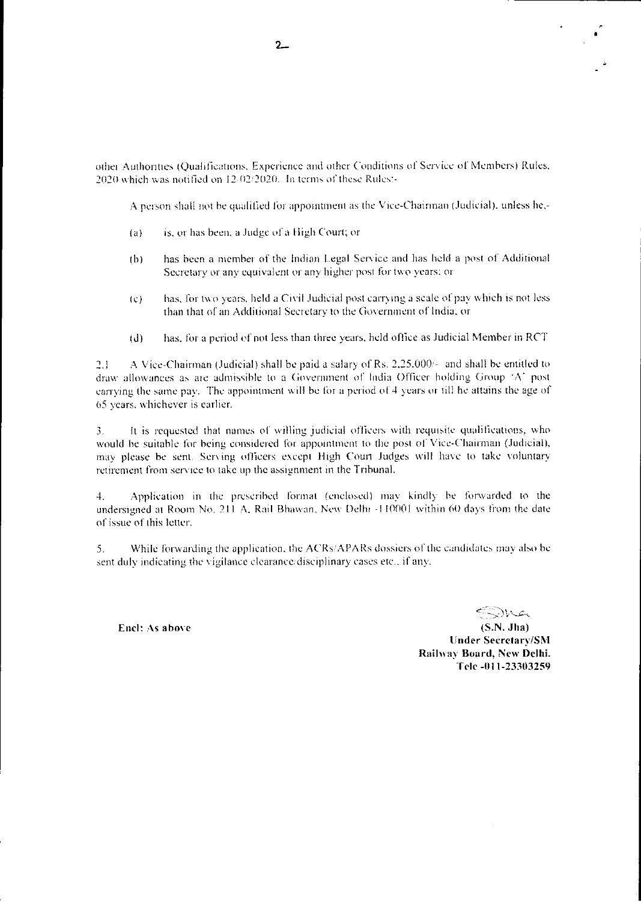other Authorities (Qualifications, Experience and other Conditions of Service of Members) Rules, 2020 which was notified on 12/02/2020. In terms of these Rules:-

A person shall not be qualified for appointment as the Vice-Chairman (Judicial), unless he,-

(a) is, or has been, a Judge of a High Court; or

(b) has been a member of the Indian Legal Service and has held a post of Additional Secretary or any equivalent or any higher post for two years; or

(c) has, for two years, held a Civil Judicial post carrying a scale of pay which is not less than that of an Additional Secretary to the Government of India, or

(d) has, for a period of not less than three years, held office as Judicial Member in RCT

2.1 A Vice-Chairman (Judicial) shall be paid a salary of Rs. 2,25,000/- and shall be entitled to draw allowances as are admissible to a Government of India Officer holding Group 'A' post carrying the same pay. The appointment will be for a period of 4 years or till he attains the age of 65 years, whichever is earlier.

3. It is requested that names of willing judicial officers with requisite qualifications, who would be suitable for being considered for appointment to the post of Vice-Chairman (Judicial), may please be sent. Serving officers except High Court Judges will have to take voluntary retirement from service to take up the assignment in the Tribunal.

4. Application in the prescribed format (enclosed) may kindly be forwarded to the undersigned at Room No. 211 A, Rail Bhawan, New Delhi -110001 within 60 days from the date of issue of this letter.

5. While forwarding the application, the ACRs/APARs dossiers of the candidates may also be sent duly indicating the vigilance clearance/disciplinary cases etc., if any.

**Encl: As above**

**(S.N. Jha)**
**Under Secretary/SM**
**Railway Board, New Delhi.**
**Tele -011-23303259**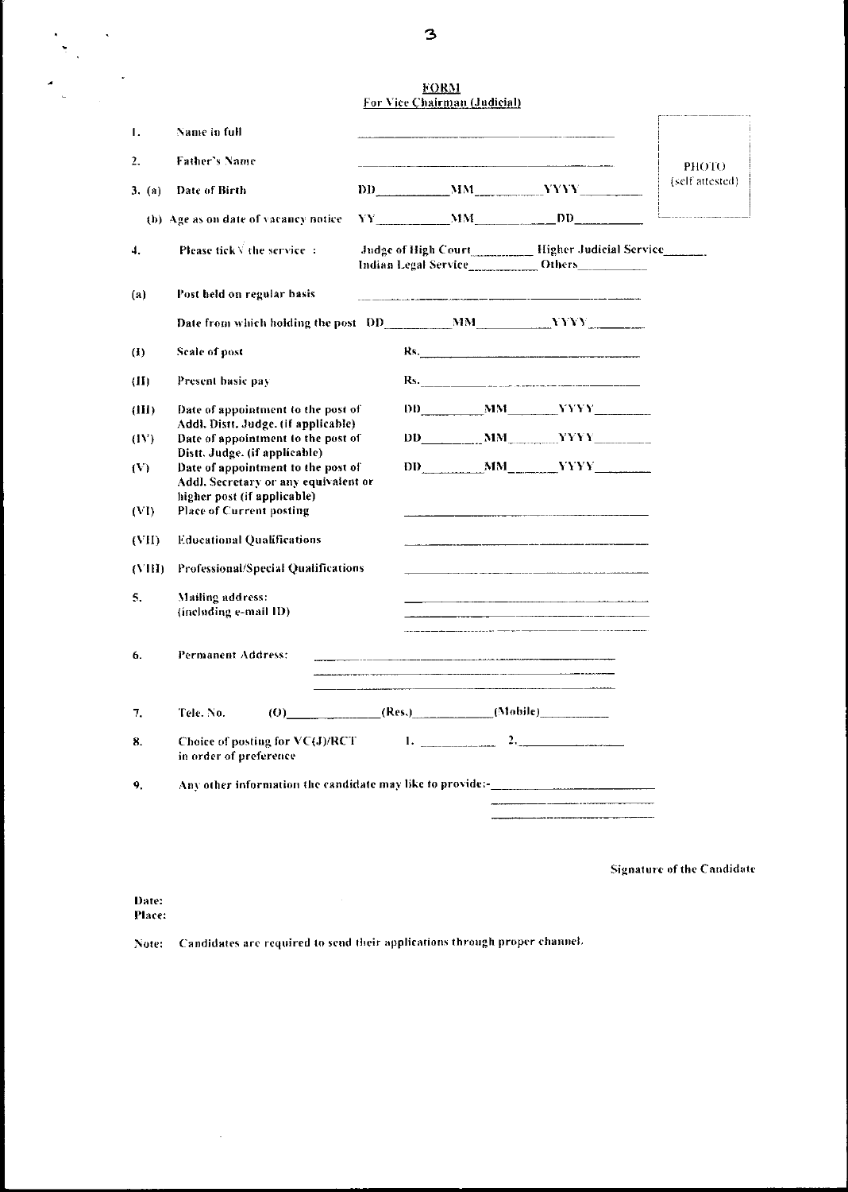# FORM
## For Vice Chairman (Judicial)

PHOTO (self attested)

1. Name in full ______________________

2. Father's Name ______________________

3. (a) Date of Birth DD________ MM________ YYYY________

   (b) Age as on date of vacancy notice YY________ MM________ DD________

4. Please tick √ the service : Judge of High Court________ Higher Judicial Service________ Indian Legal Service________ Others________

(a) Post held on regular basis ______________________

Date from which holding the post DD________ MM________ YYYY________

(I) Scale of post Rs.______________________

(II) Present basic pay Rs.______________________

(III) Date of appointment to the post of Addl. Distt. Judge. (if applicable) DD________ MM________ YYYY________

(IV) Date of appointment to the post of Distt. Judge. (if applicable) DD________ MM________ YYYY________

(V) Date of appointment to the post of Addl. Secretary or any equivalent or higher post (if applicable) DD________ MM________ YYYY________

(VI) Place of Current posting ______________________

(VII) Educational Qualifications ______________________

(VIII) Professional/Special Qualifications ______________________

5. Mailing address: (including e-mail ID) ______________________

6. Permanent Address: ______________________

7. Tele. No. (O)________ (Res.)________ (Mobile)________

8. Choice of posting for VC(J)/RCT in order of preference 1. ________ 2. ________

9. Any other information the candidate may like to provide:-______________________

Signature of the Candidate

Date:
Place:

Note: Candidates are required to send their applications through proper channel.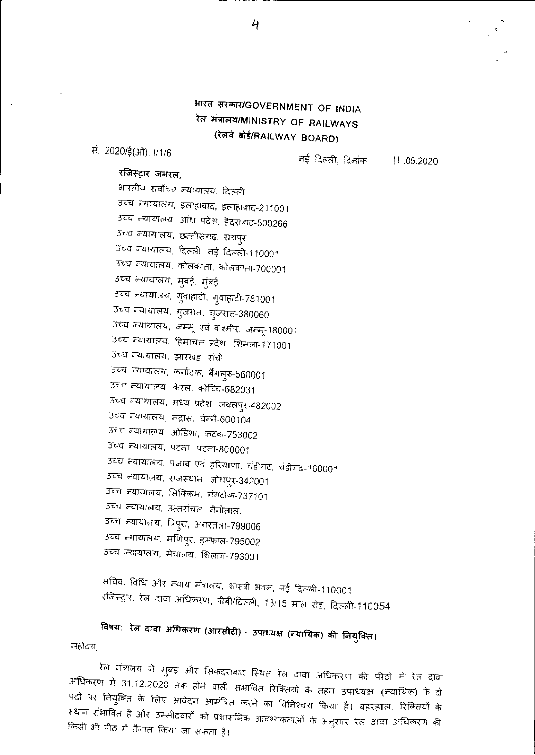**भारत सरकार/GOVERNMENT OF INDIA**
**रेल मंत्रालय/MINISTRY OF RAILWAYS**
**(रेलवे बोर्ड/RAILWAY BOARD)**

सं. 2020/ई(ओ)II/1/6 नई दिल्ली, दिनांक 11.05.2020

**रजिस्ट्रार जनरल,**

भारतीय सर्वोच्च न्यायालय, दिल्ली
उच्च न्यायालय, इलाहाबाद, इलाहाबाद-211001
उच्च न्यायालय, आंध्र प्रदेश, हैदराबाद-500266
उच्च न्यायालय, छत्तीसगढ़, रायपुर
उच्च न्यायालय, दिल्ली, नई दिल्ली-110001
उच्च न्यायालय, कोलकाता, कोलकाता-700001
उच्च न्यायालय, मुंबई, मुंबई
उच्च न्यायालय, गुवाहाटी, गुवाहाटी-781001
उच्च न्यायालय, गुजरात, गुजरात-380060
उच्च न्यायालय, जम्मू एवं कश्मीर, जम्मू-180001
उच्च न्यायालय, हिमाचल प्रदेश, शिमला-171001
उच्च न्यायालय, झारखंड, रांची
उच्च न्यायालय, कर्नाटक, बैंगलुरु-560001
उच्च न्यायालय, केरल, कोच्चि-682031
उच्च न्यायालय, मध्य प्रदेश, जबलपुर-482002
उच्च न्यायालय, मद्रास, चेन्नै-600104
उच्च न्यायालय, ओडिशा, कटक-753002
उच्च न्यायालय, पटना, पटना-800001
उच्च न्यायालय, पंजाब एवं हरियाणा, चंडीगढ़, चंडीगढ़-160001
उच्च न्यायालय, राजस्थान, जोधपुर-342001
उच्च न्यायालय, सिक्किम, गंगटोक-737101
उच्च न्यायालय, उत्तरांचल, नैनीताल
उच्च न्यायालय, त्रिपुरा, अगरतला-799006
उच्च न्यायालय, मणिपुर, इम्फाल-795002
उच्च न्यायालय, मेघालय, शिलांग-793001

सचिव, विधि और न्याय मंत्रालय, शास्त्री भवन, नई दिल्ली-110001
रजिस्ट्रार, रेल दावा अधिकरण, पीबी/दिल्ली, 13/15 माल रोड, दिल्ली-110054

**विषय: रेल दावा अधिकरण (आरसीटी) - उपाध्यक्ष (न्यायिक) की नियुक्ति।**

महोदय,

रेल मंत्रालय ने मुंबई और सिकंदराबाद स्थित रेल दावा अधिकरण की पीठों में रेल दावा अधिकरण में 31.12.2020 तक होने वाली संभावित रिक्तियों के तहत उपाध्यक्ष (न्यायिक) के दो पदों पर नियुक्ति के लिए आवेदन आमंत्रित करने का विनिश्चय किया है। बहरहाल, रिक्तियों के स्थान संभावित हैं और उम्मीदवारों को प्रशासनिक आवश्यकताओं के अनुसार रेल दावा अधिकरण की किसी भी पीठ में तैनात किया जा सकता है।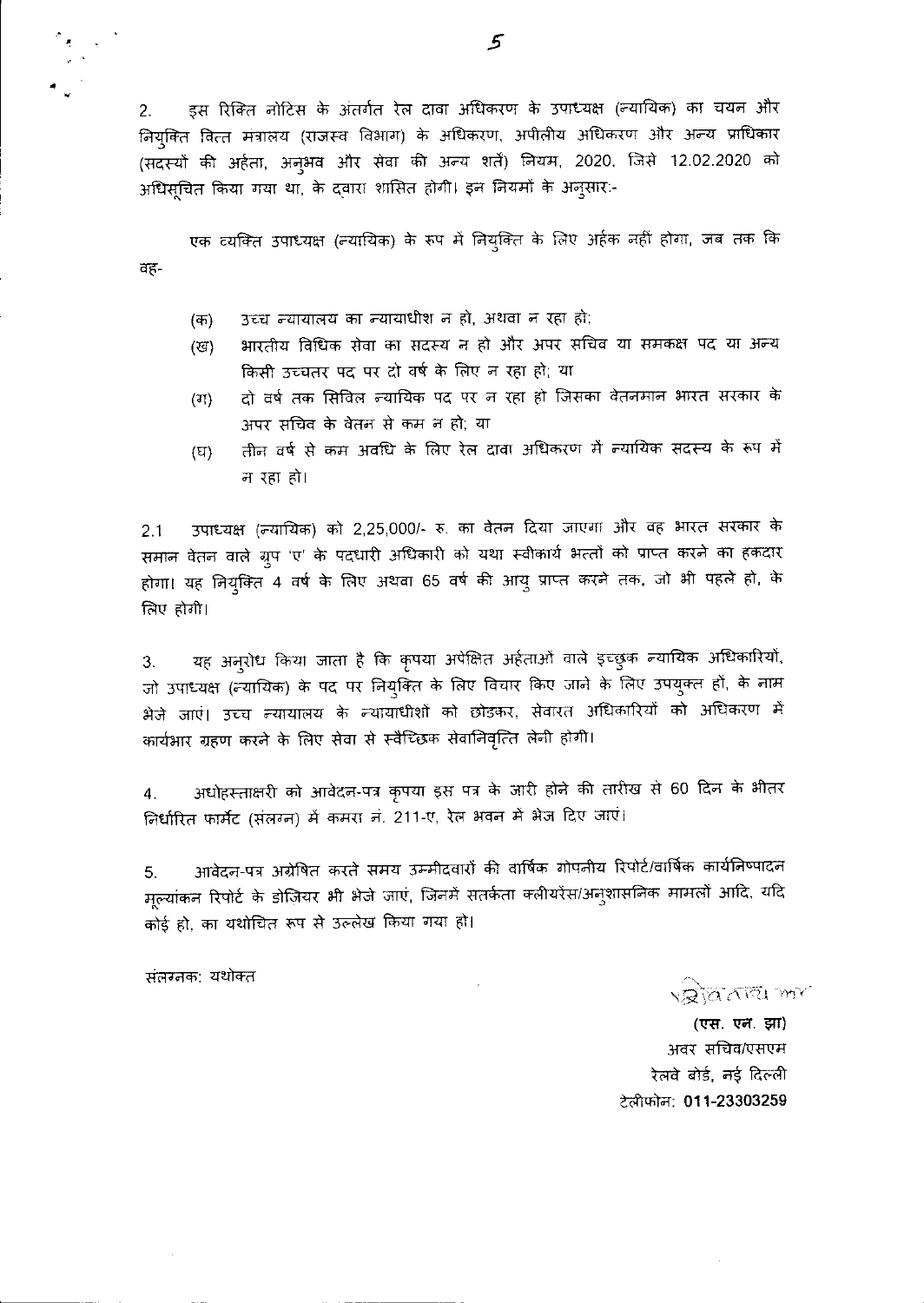2. इस रिक्ति नोटिस के अंतर्गत रेल दावा अधिकरण के उपाध्यक्ष (न्यायिक) का चयन और नियुक्ति वित्त मंत्रालय (राजस्व विभाग) के अधिकरण, अपीलीय अधिकरण और अन्य प्राधिकार (सदस्यों की अर्हता, अनुभव और सेवा की अन्य शर्तें) नियम, 2020, जिसे 12.02.2020 को अधिसूचित किया गया था, के द्वारा शासित होगी। इन नियमों के अनुसार:-

एक व्यक्ति उपाध्यक्ष (न्यायिक) के रूप में नियुक्ति के लिए अर्हक नहीं होगा, जब तक कि वह-

(क) उच्च न्यायालय का न्यायाधीश न हो, अथवा न रहा हो;

(ख) भारतीय विधिक सेवा का सदस्य न हो और अपर सचिव या समकक्ष पद या अन्य किसी उच्चतर पद पर दो वर्ष के लिए न रहा हो; या

(ग) दो वर्ष तक सिविल न्यायिक पद पर न रहा हो जिसका वेतनमान भारत सरकार के अपर सचिव के वेतन से कम न हो; या

(घ) तीन वर्ष से कम अवधि के लिए रेल दावा अधिकरण में न्यायिक सदस्य के रूप में न रहा हो।

2.1 उपाध्यक्ष (न्यायिक) को 2,25,000/- रु. का वेतन दिया जाएगा और वह भारत सरकार के समान वेतन वाले ग्रुप 'ए' के पदधारी अधिकारी को यथा स्वीकार्य भत्तों को प्राप्त करने का हकदार होगा। यह नियुक्ति 4 वर्ष के लिए अथवा 65 वर्ष की आयु प्राप्त करने तक, जो भी पहले हो, के लिए होगी।

3. यह अनुरोध किया जाता है कि कृपया अपेक्षित अर्हताओं वाले इच्छुक न्यायिक अधिकारियों, जो उपाध्यक्ष (न्यायिक) के पद पर नियुक्ति के लिए विचार किए जाने के लिए उपयुक्त हों, के नाम भेजे जाएं। उच्च न्यायालय के न्यायाधीशों को छोड़कर, सेवारत अधिकारियों को अधिकरण में कार्यभार ग्रहण करने के लिए सेवा से स्वैच्छिक सेवानिवृत्ति लेनी होगी।

4. अधोहस्ताक्षरी को आवेदन-पत्र कृपया इस पत्र के जारी होने की तारीख से 60 दिन के भीतर निर्धारित फार्मेट (संलग्न) में कमरा नं. 211-ए, रेल भवन में भेज दिए जाएं।

5. आवेदन-पत्र अग्रेषित करते समय उम्मीदवारों की वार्षिक गोपनीय रिपोर्ट/वार्षिक कार्यनिष्पादन मूल्यांकन रिपोर्ट के डोजियर भी भेजे जाएं, जिनमें सतर्कता क्लीयरेंस/अनुशासनिक मामलों आदि, यदि कोई हो, का यथोचित रूप से उल्लेख किया गया हो।

संलग्नक: यथोक्त

**(एस. एन. झा)**
अवर सचिव/एसएम
रेलवे बोर्ड, नई दिल्ली
टेलीफोन: **011-23303259**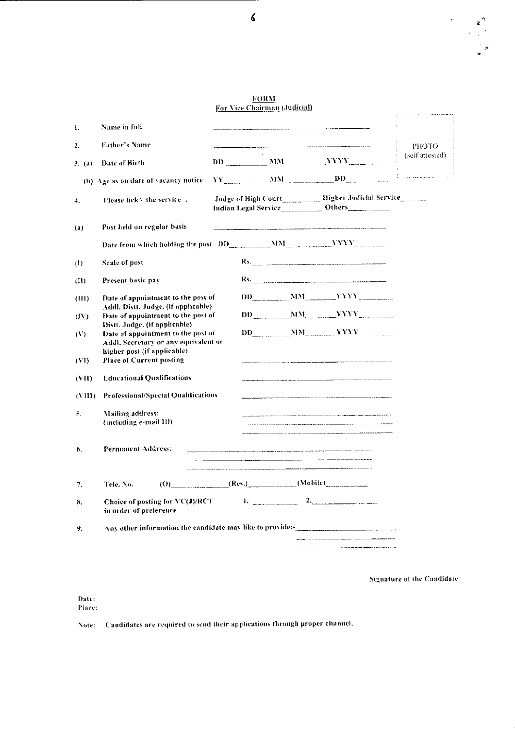# FORM
## For Vice Chairman (Judicial)

PHOTO (self attested)

1. Name in full ____________________

2. Father's Name ____________________

3. (a) Date of Birth DD ________ MM ________ YYYY ________

   (b) Age as on date of vacancy notice YY ________ MM ________ DD ________

4. Please tick √ the service : Judge of High Court ________ Higher Judicial Service ______ Indian Legal Service ________ Others ________

(a) Post held on regular basis ____________________

   Date from which holding the post DD ________ MM ________ YYYY ________

(I) Scale of post Rs. ____________________

(II) Present basic pay Rs. ____________________

(III) Date of appointment to the post of Addl. Distt. Judge. (if applicable) DD ________ MM ________ YYYY ________

(IV) Date of appointment to the post of Distt. Judge. (if applicable) DD ________ MM ________ YYYY ________

(V) Date of appointment to the post of Addl. Secretary or any equivalent or higher post (if applicable) DD ________ MM ________ YYYY ________

(VI) Place of Current posting ____________________

(VII) Educational Qualifications ____________________

(VIII) Professional/Special Qualifications ____________________

5. Mailing address: (including e-mail ID) ____________________

6. Permanent Address: ____________________

7. Tele. No. (O) ________ (Res.) ________ (Mobile) ________

8. Choice of posting for VC(J)/RCT in order of preference 1. ________ 2. ________

9. Any other information the candidate may like to provide:- ____________________

Signature of the Candidate

Date:
Place:

Note: Candidates are required to send their applications through proper channel.